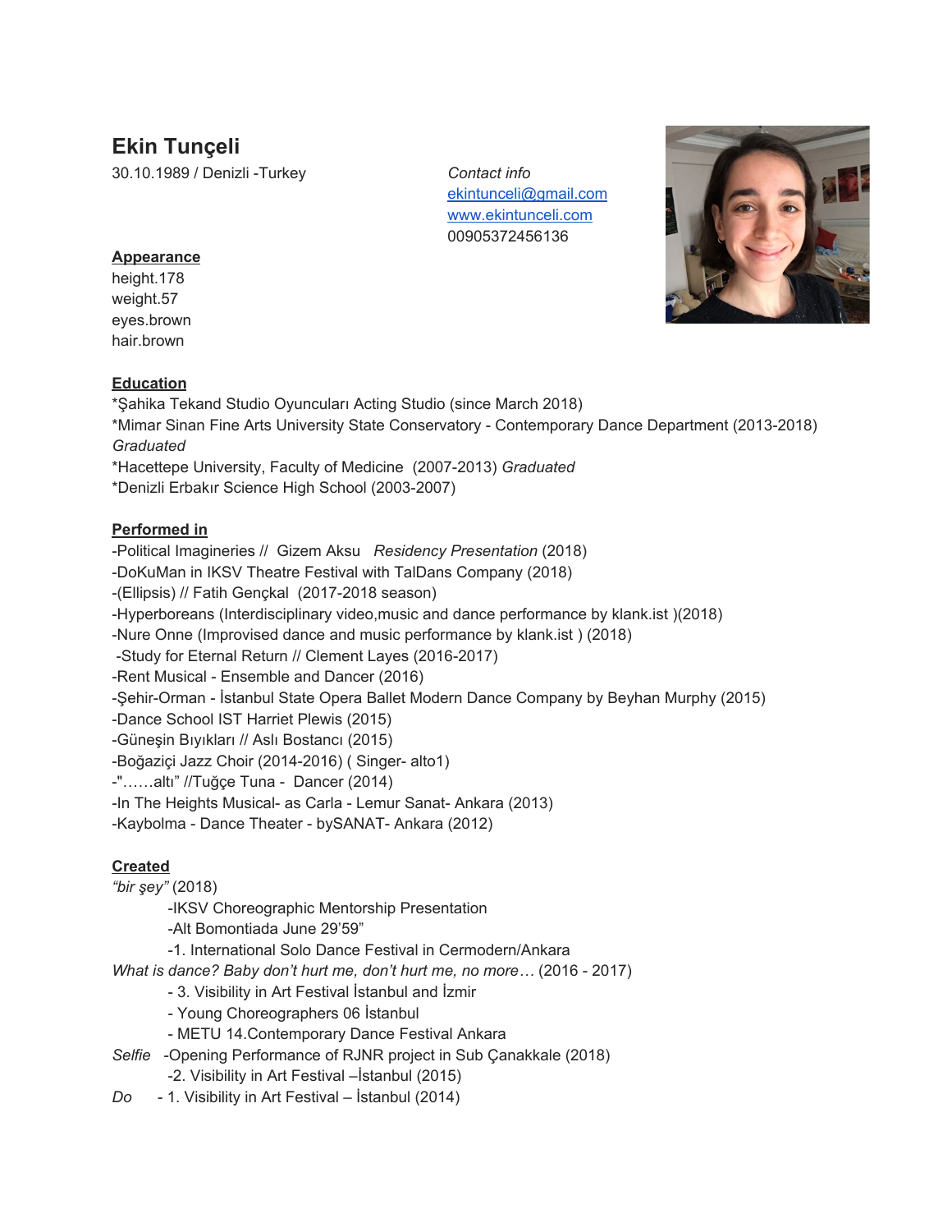# Ekin Tunçeli

30.10.1989 / Denizli -Turkey

*Contact info*
[ekintunceli@gmail.com](mailto:ekintunceli@gmail.com)
[www.ekintunceli.com](http://www.ekintunceli.com)
00905372456136

**Appearance**
height.178
weight.57
eyes.brown
hair.brown

**Education**
*Şahika Tekand Studio Oyuncuları Acting Studio (since March 2018)
*Mimar Sinan Fine Arts University State Conservatory - Contemporary Dance Department (2013-2018) *Graduated*
*Hacettepe University, Faculty of Medicine (2007-2013) *Graduated*
*Denizli Erbakır Science High School (2003-2007)

**Performed in**
-Political Imagineries // Gizem Aksu *Residency Presentation* (2018)
-DoKuMan in IKSV Theatre Festival with TalDans Company (2018)
-(Ellipsis) // Fatih Gençkal (2017-2018 season)
-Hyperboreans (Interdisciplinary video,music and dance performance by klank.ist )(2018)
-Nure Onne (Improvised dance and music performance by klank.ist ) (2018)
-Study for Eternal Return // Clement Layes (2016-2017)
-Rent Musical - Ensemble and Dancer (2016)
-Şehir-Orman - İstanbul State Opera Ballet Modern Dance Company by Beyhan Murphy (2015)
-Dance School IST Harriet Plewis (2015)
-Güneşin Bıyıkları // Aslı Bostancı (2015)
-Boğaziçi Jazz Choir (2014-2016) ( Singer- alto1)
-"……altı" //Tuğçe Tuna - Dancer (2014)
-In The Heights Musical- as Carla - Lemur Sanat- Ankara (2013)
-Kaybolma - Dance Theater - bySANAT- Ankara (2012)

**Created**
*"bir şey"* (2018)
- -IKSV Choreographic Mentorship Presentation
- -Alt Bomontiada June 29'59"
- -1. International Solo Dance Festival in Cermodern/Ankara

*What is dance? Baby don't hurt me, don't hurt me, no more…* (2016 - 2017)
- - 3. Visibility in Art Festival İstanbul and İzmir
- - Young Choreographers 06 İstanbul
- - METU 14.Contemporary Dance Festival Ankara

*Selfie* -Opening Performance of RJNR project in Sub Çanakkale (2018)
- -2. Visibility in Art Festival –İstanbul (2015)

*Do* - 1. Visibility in Art Festival – İstanbul (2014)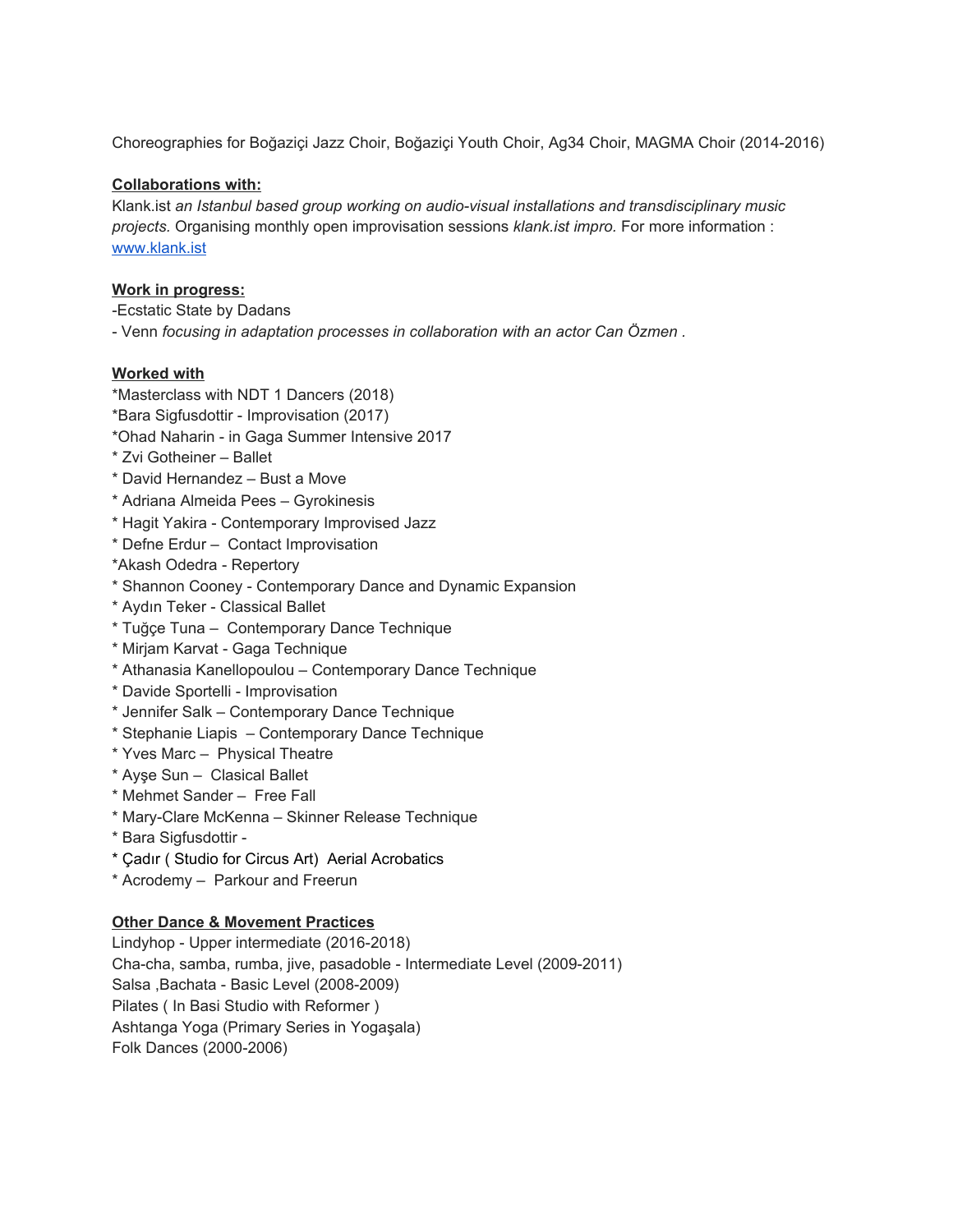Choreographies for Boğaziçi Jazz Choir, Boğaziçi Youth Choir, Ag34 Choir, MAGMA Choir (2014-2016)

**Collaborations with:**

Klank.ist *an Istanbul based group working on audio-visual installations and transdisciplinary music projects.* Organising monthly open improvisation sessions *klank.ist impro.* For more information : [www.klank.ist](http://www.klank.ist)

**Work in progress:**

-Ecstatic State by Dadans
- Venn *focusing in adaptation processes in collaboration with an actor Can Özmen .*

**Worked with**

*Masterclass with NDT 1 Dancers (2018)
*Bara Sigfusdottir - Improvisation (2017)
*Ohad Naharin - in Gaga Summer Intensive 2017
* Zvi Gotheiner – Ballet
* David Hernandez – Bust a Move
* Adriana Almeida Pees – Gyrokinesis
* Hagit Yakira - Contemporary Improvised Jazz
* Defne Erdur – Contact Improvisation
*Akash Odedra - Repertory
* Shannon Cooney - Contemporary Dance and Dynamic Expansion
* Aydın Teker - Classical Ballet
* Tuğçe Tuna – Contemporary Dance Technique
* Mirjam Karvat - Gaga Technique
* Athanasia Kanellopoulou – Contemporary Dance Technique
* Davide Sportelli - Improvisation
* Jennifer Salk – Contemporary Dance Technique
* Stephanie Liapis – Contemporary Dance Technique
* Yves Marc – Physical Theatre
* Ayşe Sun – Clasical Ballet
* Mehmet Sander – Free Fall
* Mary-Clare McKenna – Skinner Release Technique
* Bara Sigfusdottir -
* Çadır ( Studio for Circus Art) Aerial Acrobatics
* Acrodemy – Parkour and Freerun

**Other Dance & Movement Practices**

Lindyhop - Upper intermediate (2016-2018)
Cha-cha, samba, rumba, jive, pasadoble - Intermediate Level (2009-2011)
Salsa ,Bachata - Basic Level (2008-2009)
Pilates ( In Basi Studio with Reformer )
Ashtanga Yoga (Primary Series in Yogaşala)
Folk Dances (2000-2006)